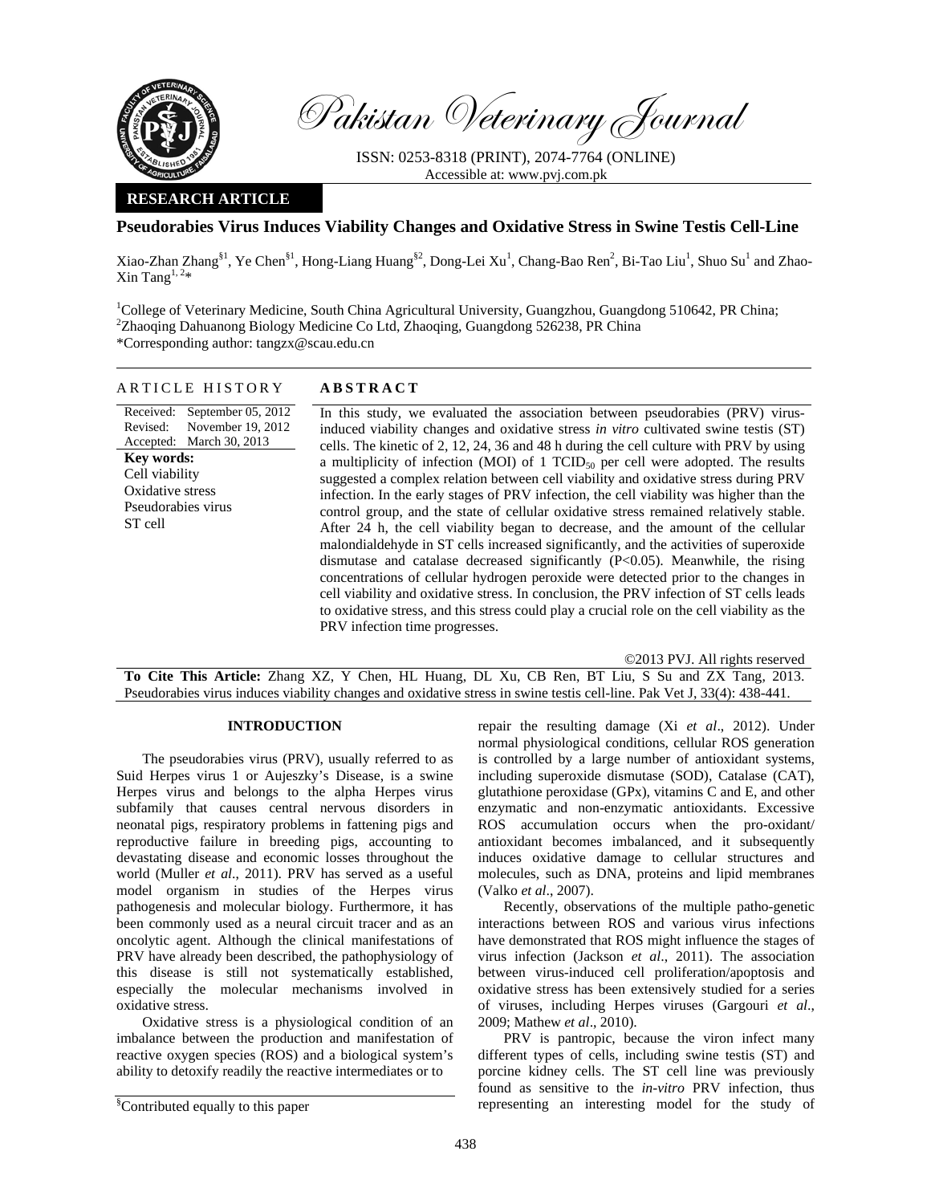# Pakistan Veterinary Journal

ISSN: 0253-8318 (PRINT), 2074-7764 (ONLINE)
Accessible at: www.pvj.com.pk

**RESEARCH ARTICLE**

## Pseudorabies Virus Induces Viability Changes and Oxidative Stress in Swine Testis Cell-Line

Xiao-Zhan Zhang[§1], Ye Chen[§1], Hong-Liang Huang[§2], Dong-Lei Xu[1], Chang-Bao Ren[2], Bi-Tao Liu[1], Shuo Su[1] and Zhao-Xin Tang[1, 2]*

[1]College of Veterinary Medicine, South China Agricultural University, Guangzhou, Guangdong 510642, PR China;
[2]Zhaoqing Dahuanong Biology Medicine Co Ltd, Zhaoqing, Guangdong 526238, PR China
*Corresponding author: tangzx@scau.edu.cn

### ARTICLE HISTORY

Received: September 05, 2012
Revised: November 19, 2012
Accepted: March 30, 2013

**Key words:**
Cell viability
Oxidative stress
Pseudorabies virus
ST cell

### ABSTRACT

In this study, we evaluated the association between pseudorabies (PRV) virus-induced viability changes and oxidative stress *in vitro* cultivated swine testis (ST) cells. The kinetic of 2, 12, 24, 36 and 48 h during the cell culture with PRV by using a multiplicity of infection (MOI) of 1 $TCID_{50}$ per cell were adopted. The results suggested a complex relation between cell viability and oxidative stress during PRV infection. In the early stages of PRV infection, the cell viability was higher than the control group, and the state of cellular oxidative stress remained relatively stable. After 24 h, the cell viability began to decrease, and the amount of the cellular malondialdehyde in ST cells increased significantly, and the activities of superoxide dismutase and catalase decreased significantly ($P<0.05$). Meanwhile, the rising concentrations of cellular hydrogen peroxide were detected prior to the changes in cell viability and oxidative stress. In conclusion, the PRV infection of ST cells leads to oxidative stress, and this stress could play a crucial role on the cell viability as the PRV infection time progresses.

©2013 PVJ. All rights reserved

**To Cite This Article:** Zhang XZ, Y Chen, HL Huang, DL Xu, CB Ren, BT Liu, S Su and ZX Tang, 2013. Pseudorabies virus induces viability changes and oxidative stress in swine testis cell-line. Pak Vet J, 33(4): 438-441.

## INTRODUCTION

The pseudorabies virus (PRV), usually referred to as Suid Herpes virus 1 or Aujeszky's Disease, is a swine Herpes virus and belongs to the alpha Herpes virus subfamily that causes central nervous disorders in neonatal pigs, respiratory problems in fattening pigs and reproductive failure in breeding pigs, accounting to devastating disease and economic losses throughout the world (Muller *et al*., 2011). PRV has served as a useful model organism in studies of the Herpes virus pathogenesis and molecular biology. Furthermore, it has been commonly used as a neural circuit tracer and as an oncolytic agent. Although the clinical manifestations of PRV have already been described, the pathophysiology of this disease is still not systematically established, especially the molecular mechanisms involved in oxidative stress.

Oxidative stress is a physiological condition of an imbalance between the production and manifestation of reactive oxygen species (ROS) and a biological system's ability to detoxify readily the reactive intermediates or to repair the resulting damage (Xi *et al*., 2012). Under normal physiological conditions, cellular ROS generation is controlled by a large number of antioxidant systems, including superoxide dismutase (SOD), Catalase (CAT), glutathione peroxidase (GPx), vitamins C and E, and other enzymatic and non-enzymatic antioxidants. Excessive ROS accumulation occurs when the pro-oxidant/ antioxidant becomes imbalanced, and it subsequently induces oxidative damage to cellular structures and molecules, such as DNA, proteins and lipid membranes (Valko *et al*., 2007).

Recently, observations of the multiple patho-genetic interactions between ROS and various virus infections have demonstrated that ROS might influence the stages of virus infection (Jackson *et al*., 2011). The association between virus-induced cell proliferation/apoptosis and oxidative stress has been extensively studied for a series of viruses, including Herpes viruses (Gargouri *et al*., 2009; Mathew *et al*., 2010).

PRV is pantropic, because the viron infect many different types of cells, including swine testis (ST) and porcine kidney cells. The ST cell line was previously found as sensitive to the *in-vitro* PRV infection, thus representing an interesting model for the study of

§Contributed equally to this paper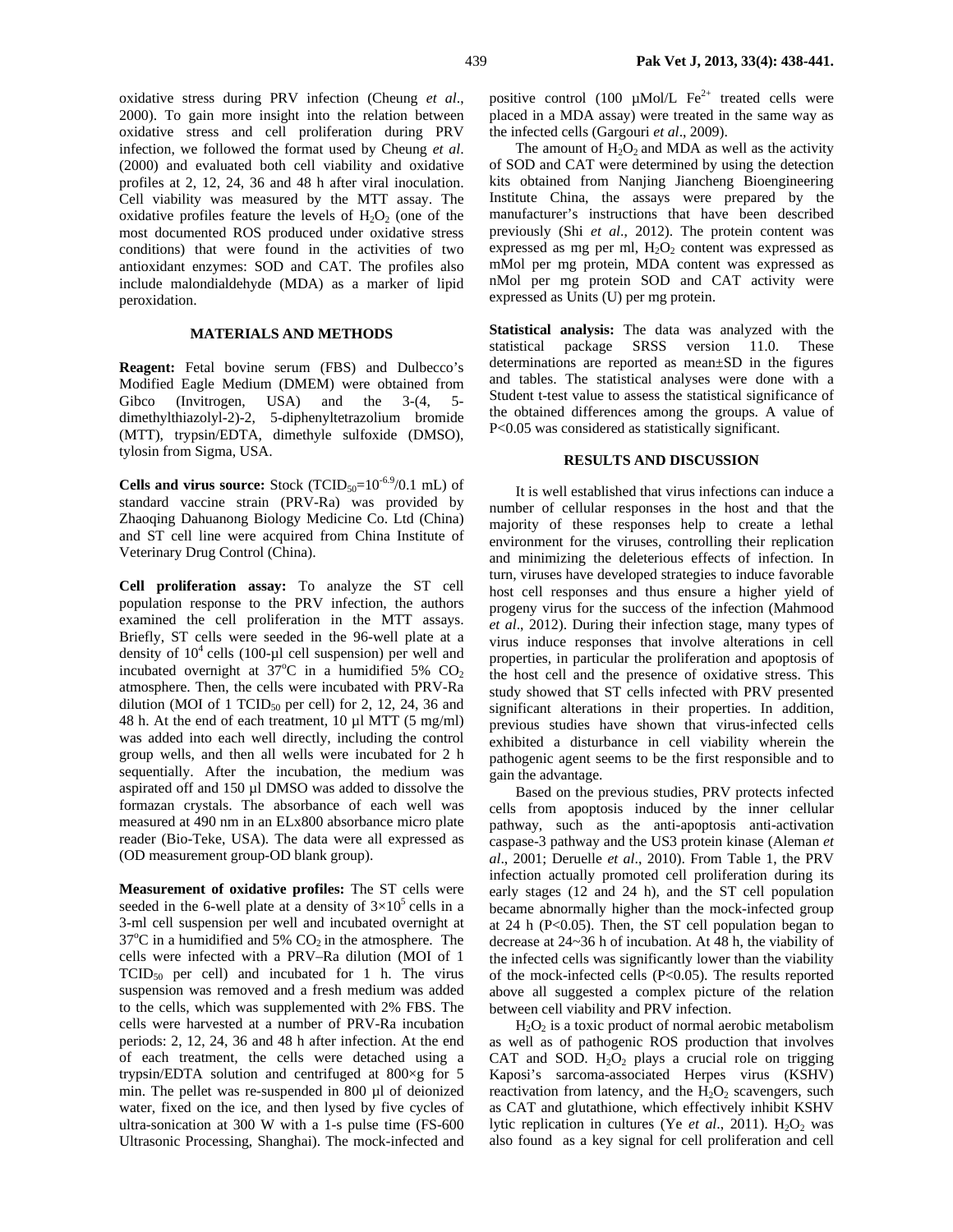oxidative stress during PRV infection (Cheung *et al*., 2000). To gain more insight into the relation between oxidative stress and cell proliferation during PRV infection, we followed the format used by Cheung *et al*. (2000) and evaluated both cell viability and oxidative profiles at 2, 12, 24, 36 and 48 h after viral inoculation. Cell viability was measured by the MTT assay. The oxidative profiles feature the levels of $H_2O_2$ (one of the most documented ROS produced under oxidative stress conditions) that were found in the activities of two antioxidant enzymes: SOD and CAT. The profiles also include malondialdehyde (MDA) as a marker of lipid peroxidation.

## MATERIALS AND METHODS

**Reagent:** Fetal bovine serum (FBS) and Dulbecco's Modified Eagle Medium (DMEM) were obtained from Gibco (Invitrogen, USA) and the 3-(4, 5-dimethylthiazolyl-2)-2, 5-diphenyltetrazolium bromide (MTT), trypsin/EDTA, dimethyle sulfoxide (DMSO), tylosin from Sigma, USA.

**Cells and virus source:** Stock ($TCID_{50}=10^{-6.9}$/0.1 mL) of standard vaccine strain (PRV-Ra) was provided by Zhaoqing Dahuanong Biology Medicine Co. Ltd (China) and ST cell line were acquired from China Institute of Veterinary Drug Control (China).

**Cell proliferation assay:** To analyze the ST cell population response to the PRV infection, the authors examined the cell proliferation in the MTT assays. Briefly, ST cells were seeded in the 96-well plate at a density of $10^4$ cells (100-µl cell suspension) per well and incubated overnight at 37°C in a humidified 5% $CO_2$ atmosphere. Then, the cells were incubated with PRV-Ra dilution (MOI of 1 $TCID_{50}$ per cell) for 2, 12, 24, 36 and 48 h. At the end of each treatment, 10 µl MTT (5 mg/ml) was added into each well directly, including the control group wells, and then all wells were incubated for 2 h sequentially. After the incubation, the medium was aspirated off and 150 µl DMSO was added to dissolve the formazan crystals. The absorbance of each well was measured at 490 nm in an ELx800 absorbance micro plate reader (Bio-Teke, USA). The data were all expressed as (OD measurement group-OD blank group).

**Measurement of oxidative profiles:** The ST cells were seeded in the 6-well plate at a density of $3\times10^5$ cells in a 3-ml cell suspension per well and incubated overnight at 37°C in a humidified and 5% $CO_2$ in the atmosphere. The cells were infected with a PRV–Ra dilution (MOI of 1 $TCID_{50}$ per cell) and incubated for 1 h. The virus suspension was removed and a fresh medium was added to the cells, which was supplemented with 2% FBS. The cells were harvested at a number of PRV-Ra incubation periods: 2, 12, 24, 36 and 48 h after infection. At the end of each treatment, the cells were detached using a trypsin/EDTA solution and centrifuged at 800×g for 5 min. The pellet was re-suspended in 800 µl of deionized water, fixed on the ice, and then lysed by five cycles of ultra-sonication at 300 W with a 1-s pulse time (FS-600 Ultrasonic Processing, Shanghai). The mock-infected and positive control (100 µMol/L $Fe^{2+}$ treated cells were placed in a MDA assay) were treated in the same way as the infected cells (Gargouri *et al*., 2009).

The amount of $H_2O_2$ and MDA as well as the activity of SOD and CAT were determined by using the detection kits obtained from Nanjing Jiancheng Bioengineering Institute China, the assays were prepared by the manufacturer's instructions that have been described previously (Shi *et al*., 2012). The protein content was expressed as mg per ml, $H_2O_2$ content was expressed as mMol per mg protein, MDA content was expressed as nMol per mg protein SOD and CAT activity were expressed as Units (U) per mg protein.

**Statistical analysis:** The data was analyzed with the statistical package SRSS version 11.0. These determinations are reported as mean±SD in the figures and tables. The statistical analyses were done with a Student t-test value to assess the statistical significance of the obtained differences among the groups. A value of P<0.05 was considered as statistically significant.

## RESULTS AND DISCUSSION

It is well established that virus infections can induce a number of cellular responses in the host and that the majority of these responses help to create a lethal environment for the viruses, controlling their replication and minimizing the deleterious effects of infection. In turn, viruses have developed strategies to induce favorable host cell responses and thus ensure a higher yield of progeny virus for the success of the infection (Mahmood *et al*., 2012). During their infection stage, many types of virus induce responses that involve alterations in cell properties, in particular the proliferation and apoptosis of the host cell and the presence of oxidative stress. This study showed that ST cells infected with PRV presented significant alterations in their properties. In addition, previous studies have shown that virus-infected cells exhibited a disturbance in cell viability wherein the pathogenic agent seems to be the first responsible and to gain the advantage.

Based on the previous studies, PRV protects infected cells from apoptosis induced by the inner cellular pathway, such as the anti-apoptosis anti-activation caspase-3 pathway and the US3 protein kinase (Aleman *et al*., 2001; Deruelle *et al*., 2010). From Table 1, the PRV infection actually promoted cell proliferation during its early stages (12 and 24 h), and the ST cell population became abnormally higher than the mock-infected group at 24 h (P<0.05). Then, the ST cell population began to decrease at 24~36 h of incubation. At 48 h, the viability of the infected cells was significantly lower than the viability of the mock-infected cells (P<0.05). The results reported above all suggested a complex picture of the relation between cell viability and PRV infection.

$H_2O_2$ is a toxic product of normal aerobic metabolism as well as of pathogenic ROS production that involves CAT and SOD. $H_2O_2$ plays a crucial role on trigging Kaposi's sarcoma-associated Herpes virus (KSHV) reactivation from latency, and the $H_2O_2$ scavengers, such as CAT and glutathione, which effectively inhibit KSHV lytic replication in cultures (Ye *et al*., 2011). $H_2O_2$ was also found as a key signal for cell proliferation and cell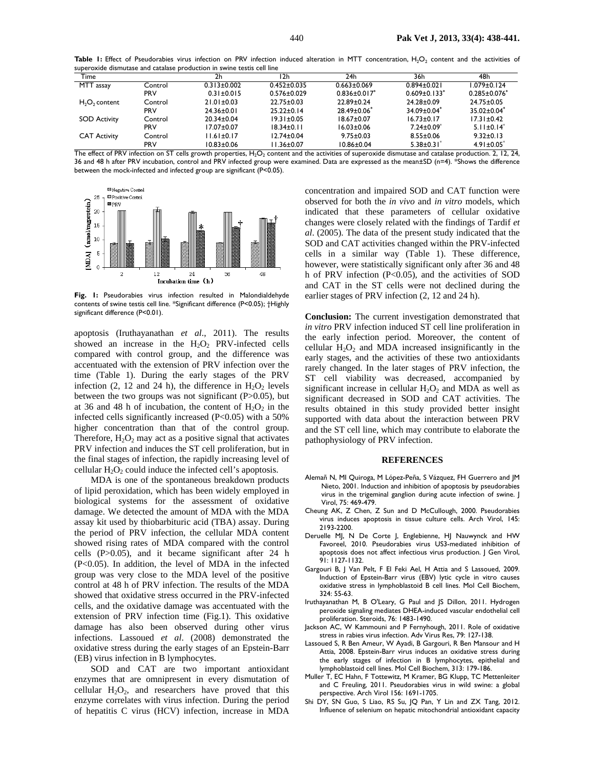**Table 1:** Effect of Pseudorabies virus infection on PRV infection induced alteration in MTT concentration, $H_2O_2$ content and the activities of superoxide dismutase and catalase production in swine testis cell line

| Time | | 2h | 12h | 24h | 36h | 48h |
|---|---|---|---|---|---|---|
| MTT assay | Control | 0.313±0.002 | 0.452±0.035 | 0.663±0.069 | 0.894±0.021 | 1.079±0.124 |
| | PRV | 0.31±0.015 | 0.576±0.029 | 0.836±0.017* | 0.609±0.133* | 0.285±0.076* |
| $H_2O_2$ content | Control | 21.01±0.03 | 22.75±0.03 | 22.89±0.24 | 24.28±0.09 | 24.75±0.05 |
| | PRV | 24.36±0.01 | 25.22±0.14 | 28.49±0.06* | 34.09±0.04* | 35.02±0.04* |
| SOD Activity | Control | 20.34±0.04 | 19.31±0.05 | 18.67±0.07 | 16.73±0.17 | 17.31±0.42 |
| | PRV | 17.07±0.07 | 18.34±0.11 | 16.03±0.06 | 7.24±0.09* | 5.11±0.14* |
| CAT Activity | Control | 11.61±0.17 | 12.74±0.04 | 9.75±0.03 | 8.55±0.06 | 9.32±0.13 |
| | PRV | 10.83±0.06 | 11.36±0.07 | 10.86±0.04 | 5.38±0.31* | 4.91±0.05* |

The effect of PRV infection on ST cells growth properties, $H_2O_2$ content and the activities of superoxide dismutase and catalase production. 2, 12, 24, 36 and 48 h after PRV incubation, control and PRV infected group were examined. Data are expressed as the mean±SD (n=4). *Shows the difference between the mock-infected and infected group are significant (P<0.05).

**Fig. 1:** Pseudorabies virus infection resulted in Malondialdehyde contents of swine testis cell line. *Significant difference (P<0.05); †Highly significant difference (P<0.01).

apoptosis (Iruthayanathan *et al*., 2011). The results showed an increase in the $H_2O_2$ PRV-infected cells compared with control group, and the difference was accentuated with the extension of PRV infection over the time (Table 1). During the early stages of the PRV infection (2, 12 and 24 h), the difference in $H_2O_2$ levels between the two groups was not significant (P>0.05), but at 36 and 48 h of incubation, the content of $H_2O_2$ in the infected cells significantly increased (P<0.05) with a 50% higher concentration than that of the control group. Therefore, $H_2O_2$ may act as a positive signal that activates PRV infection and induces the ST cell proliferation, but in the final stages of infection, the rapidly increasing level of cellular $H_2O_2$ could induce the infected cell's apoptosis.

MDA is one of the spontaneous breakdown products of lipid peroxidation, which has been widely employed in biological systems for the assessment of oxidative damage. We detected the amount of MDA with the MDA assay kit used by thiobarbituric acid (TBA) assay. During the period of PRV infection, the cellular MDA content showed rising rates of MDA compared with the control cells (P>0.05), and it became significant after 24 h (P<0.05). In addition, the level of MDA in the infected group was very close to the MDA level of the positive control at 48 h of PRV infection. The results of the MDA showed that oxidative stress occurred in the PRV-infected cells, and the oxidative damage was accentuated with the extension of PRV infection time (Fig.1). This oxidative damage has also been observed during other virus infections. Lassoued *et al*. (2008) demonstrated the oxidative stress during the early stages of an Epstein-Barr (EB) virus infection in B lymphocytes.

SOD and CAT are two important antioxidant enzymes that are omnipresent in every dismutation of cellular $H_2O_2$, and researchers have proved that this enzyme correlates with virus infection. During the period of hepatitis C virus (HCV) infection, increase in MDA concentration and impaired SOD and CAT function were observed for both the *in vivo* and *in vitro* models, which indicated that these parameters of cellular oxidative changes were closely related with the findings of Tardif *et al*. (2005). The data of the present study indicated that the SOD and CAT activities changed within the PRV-infected cells in a similar way (Table 1). These difference, however, were statistically significant only after 36 and 48 h of PRV infection (P<0.05), and the activities of SOD and CAT in the ST cells were not declined during the earlier stages of PRV infection (2, 12 and 24 h).

**Conclusion:** The current investigation demonstrated that *in vitro* PRV infection induced ST cell line proliferation in the early infection period. Moreover, the content of cellular $H_2O_2$ and MDA increased insignificantly in the early stages, and the activities of these two antioxidants rarely changed. In the later stages of PRV infection, the ST cell viability was decreased, accompanied by significant increase in cellular $H_2O_2$ and MDA as well as significant decreased in SOD and CAT activities. The results obtained in this study provided better insight supported with data about the interaction between PRV and the ST cell line, which may contribute to elaborate the pathophysiology of PRV infection.

## REFERENCES

Alemañ N, MI Quiroga, M López-Peña, S Vázquez, FH Guerrero and JM Nieto, 2001. Induction and inhibition of apoptosis by pseudorabies virus in the trigeminal ganglion during acute infection of swine. J Virol, 75: 469-479.

Cheung AK, Z Chen, Z Sun and D McCullough, 2000. Pseudorabies virus induces apoptosis in tissue culture cells. Arch Virol, 145: 2193-2200.

Deruelle MJ, N De Corte J, Englebienne, HJ Nauwynck and HW Favoreel, 2010. Pseudorabies virus US3-mediated inhibition of apoptosis does not affect infectious virus production. J Gen Virol, 91: 1127-1132.

Gargouri B, J Van Pelt, F El Feki Ael, H Attia and S Lassoued, 2009. Induction of Epstein-Barr virus (EBV) lytic cycle in vitro causes oxidative stress in lymphoblastoid B cell lines. Mol Cell Biochem, 324: 55-63.

Iruthayanathan M, B O'Leary, G Paul and JS Dillon, 2011. Hydrogen peroxide signaling mediates DHEA-induced vascular endothelial cell proliferation. Steroids, 76: 1483-1490.

Jackson AC, W Kammouni and P Fernyhough, 2011. Role of oxidative stress in rabies virus infection. Adv Virus Res, 79: 127-138.

Lassoued S, R Ben Ameur, W Ayadi, B Gargouri, R Ben Mansour and H Attia, 2008. Epstein-Barr virus induces an oxidative stress during the early stages of infection in B lymphocytes, epithelial and lymphoblastoid cell lines. Mol Cell Biochem, 313: 179-186.

Muller T, EC Hahn, F Tottewitz, M Kramer, BG Klupp, TC Mettenleiter and C Freuling, 2011. Pseudorabies virus in wild swine: a global perspective. Arch Virol 156: 1691-1705.

Shi DY, SN Guo, S Liao, RS Su, JQ Pan, Y Lin and ZX Tang, 2012. Influence of selenium on hepatic mitochondrial antioxidant capacity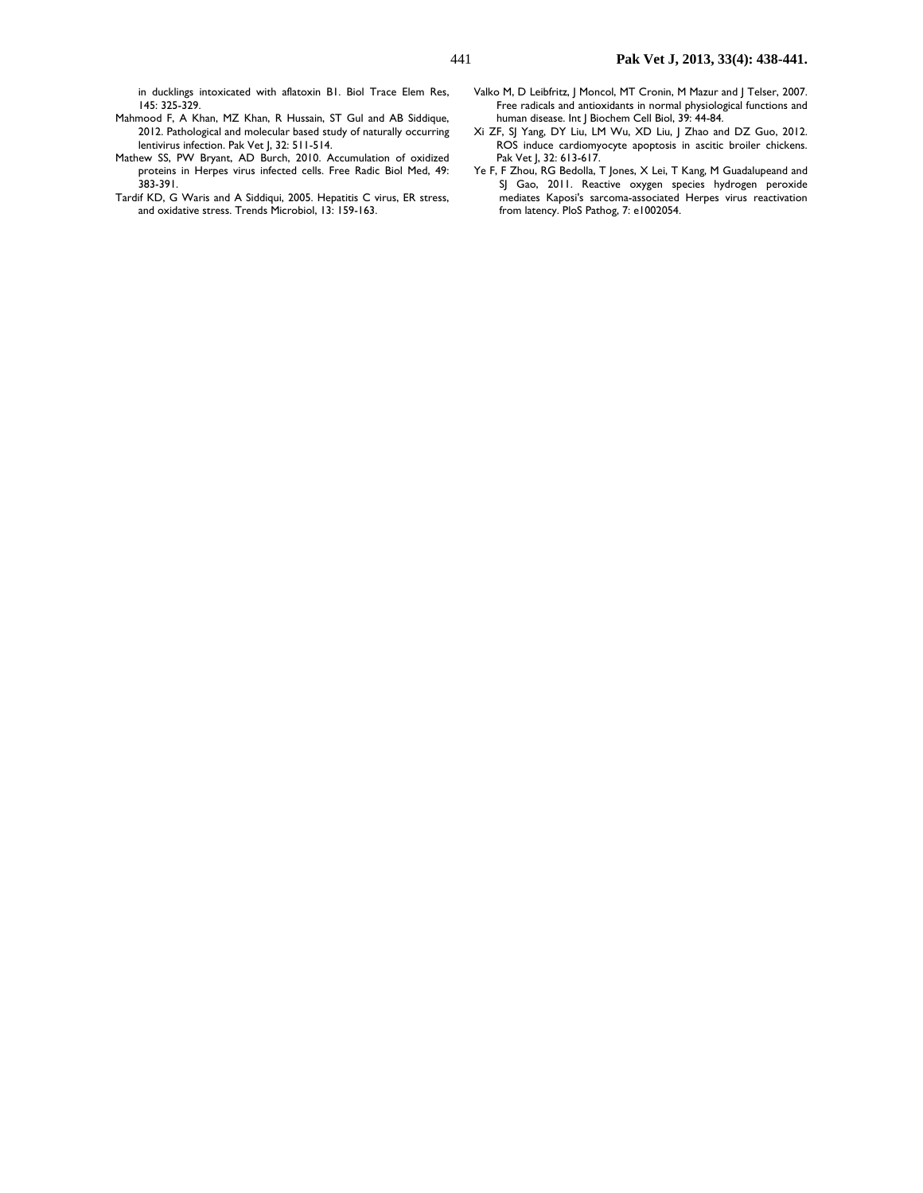in ducklings intoxicated with aflatoxin B1. Biol Trace Elem Res, 145: 325-329.

Mahmood F, A Khan, MZ Khan, R Hussain, ST Gul and AB Siddique, 2012. Pathological and molecular based study of naturally occurring lentivirus infection. Pak Vet J, 32: 511-514.

Mathew SS, PW Bryant, AD Burch, 2010. Accumulation of oxidized proteins in Herpes virus infected cells. Free Radic Biol Med, 49: 383-391.

Tardif KD, G Waris and A Siddiqui, 2005. Hepatitis C virus, ER stress, and oxidative stress. Trends Microbiol, 13: 159-163.

Valko M, D Leibfritz, J Moncol, MT Cronin, M Mazur and J Telser, 2007. Free radicals and antioxidants in normal physiological functions and human disease. Int J Biochem Cell Biol, 39: 44-84.

Xi ZF, SJ Yang, DY Liu, LM Wu, XD Liu, J Zhao and DZ Guo, 2012. ROS induce cardiomyocyte apoptosis in ascitic broiler chickens. Pak Vet J, 32: 613-617.

Ye F, F Zhou, RG Bedolla, T Jones, X Lei, T Kang, M Guadalupeand and SJ Gao, 2011. Reactive oxygen species hydrogen peroxide mediates Kaposi's sarcoma-associated Herpes virus reactivation from latency. PloS Pathog, 7: e1002054.